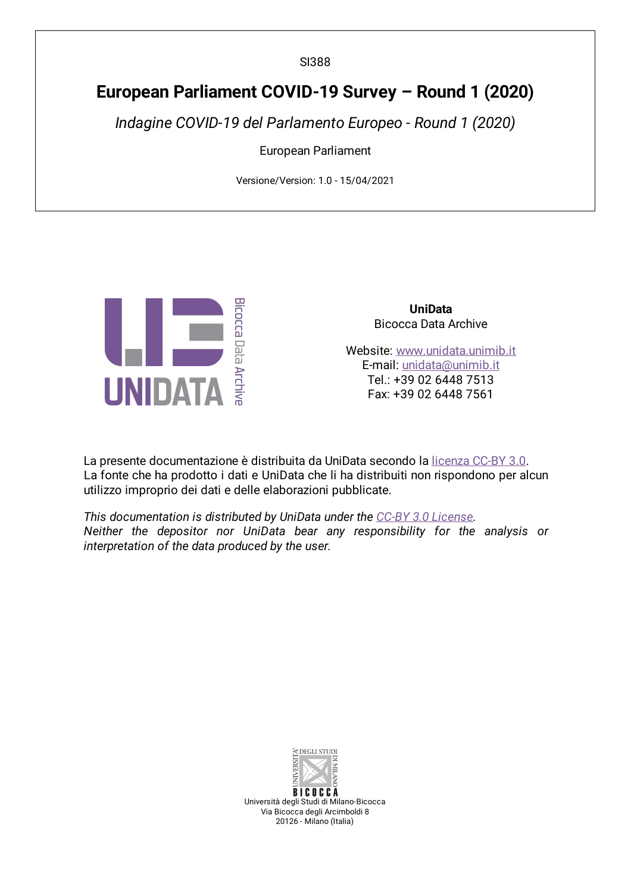SI388

# European Parliament COVID-19 Survey – Round 1 (2020)

*Indagine COVID-19 del Parlamento Europeo - Round 1 (2020)*

European Parliament

Versione/Version: 1.0 - 15/04/2021

**UniData**
Bicocca Data Archive

Website: www.unidata.unimib.it
E-mail: unidata@unimib.it
Tel.: +39 02 6448 7513
Fax: +39 02 6448 7561

La presente documentazione è distribuita da UniData secondo la licenza CC-BY 3.0.
La fonte che ha prodotto i dati e UniData che li ha distribuiti non rispondono per alcun utilizzo improprio dei dati e delle elaborazioni pubblicate.

*This documentation is distributed by UniData under the CC-BY 3.0 License.*
*Neither the depositor nor UniData bear any responsibility for the analysis or interpretation of the data produced by the user.*

Università degli Studi di Milano-Bicocca
Via Bicocca degli Arcimboldi 8
20126 - Milano (Italia)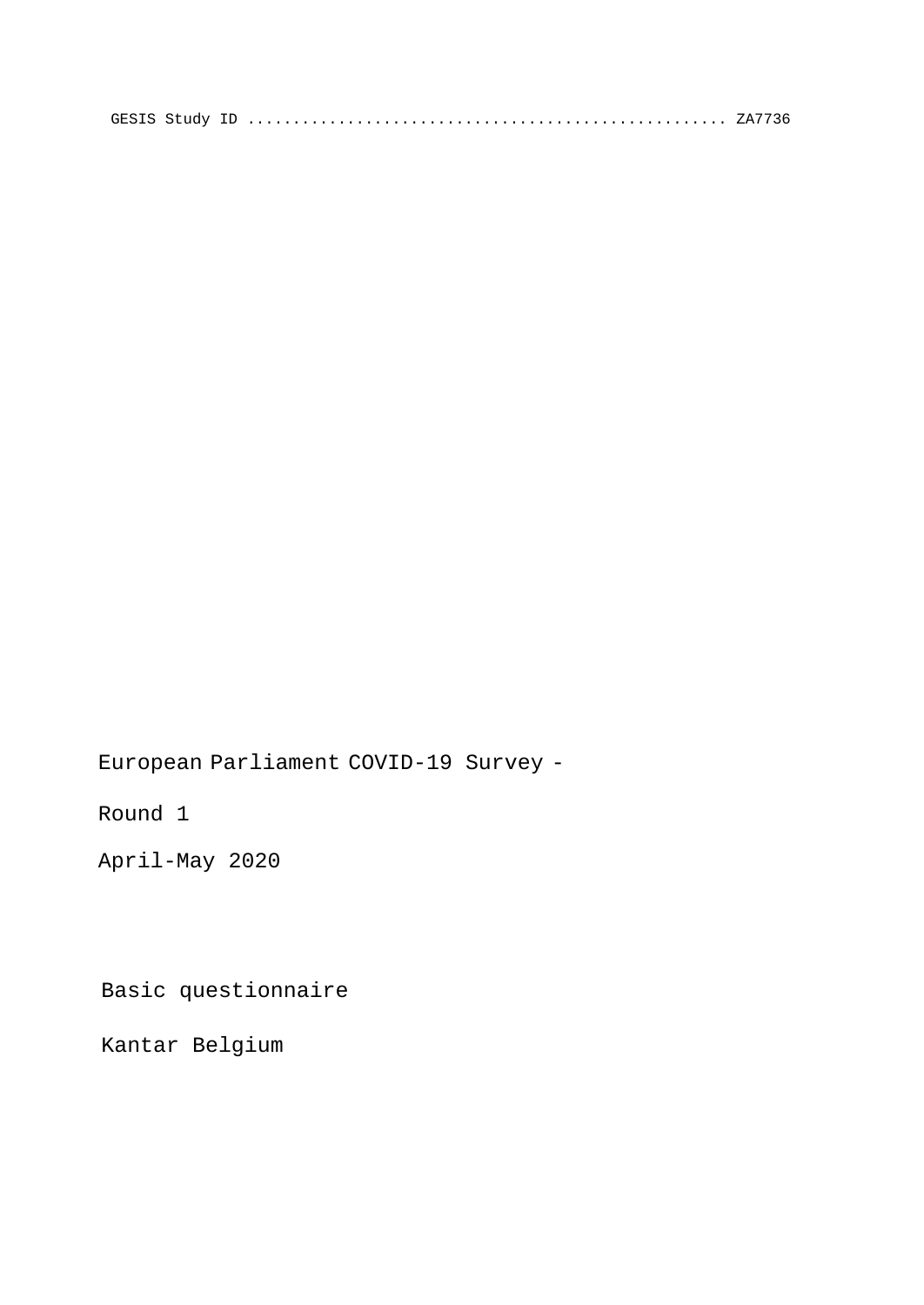GESIS Study ID .................................................... ZA7736

European Parliament COVID-19 Survey - Round 1

April-May 2020

Basic questionnaire

Kantar Belgium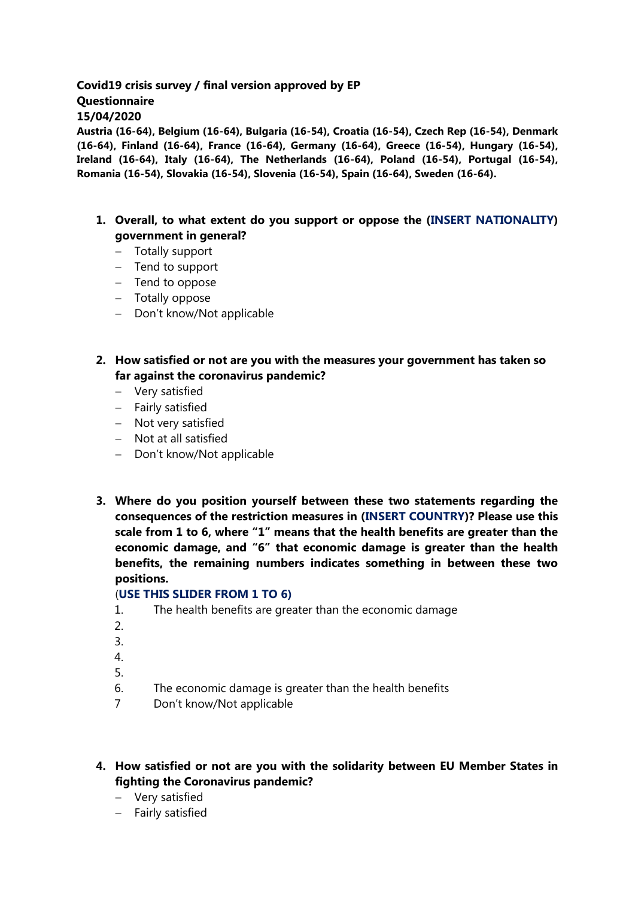**Covid19 crisis survey / final version approved by EP**
**Questionnaire**
**15/04/2020**
**Austria (16-64), Belgium (16-64), Bulgaria (16-54), Croatia (16-54), Czech Rep (16-54), Denmark (16-64), Finland (16-64), France (16-64), Germany (16-64), Greece (16-54), Hungary (16-54), Ireland (16-64), Italy (16-64), The Netherlands (16-64), Poland (16-54), Portugal (16-54), Romania (16-54), Slovakia (16-54), Slovenia (16-54), Spain (16-64), Sweden (16-64).**

1. **Overall, to what extent do you support or oppose the (INSERT NATIONALITY) government in general?**
   - Totally support
   - Tend to support
   - Tend to oppose
   - Totally oppose
   - Don't know/Not applicable

2. **How satisfied or not are you with the measures your government has taken so far against the coronavirus pandemic?**
   - Very satisfied
   - Fairly satisfied
   - Not very satisfied
   - Not at all satisfied
   - Don't know/Not applicable

3. **Where do you position yourself between these two statements regarding the consequences of the restriction measures in (INSERT COUNTRY)? Please use this scale from 1 to 6, where "1" means that the health benefits are greater than the economic damage, and "6" that economic damage is greater than the health benefits, the remaining numbers indicates something in between these two positions.**
   **(USE THIS SLIDER FROM 1 TO 6)**
   1. The health benefits are greater than the economic damage
   2. 
   3. 
   4. 
   5. 
   6. The economic damage is greater than the health benefits
   7 Don't know/Not applicable

4. **How satisfied or not are you with the solidarity between EU Member States in fighting the Coronavirus pandemic?**
   - Very satisfied
   - Fairly satisfied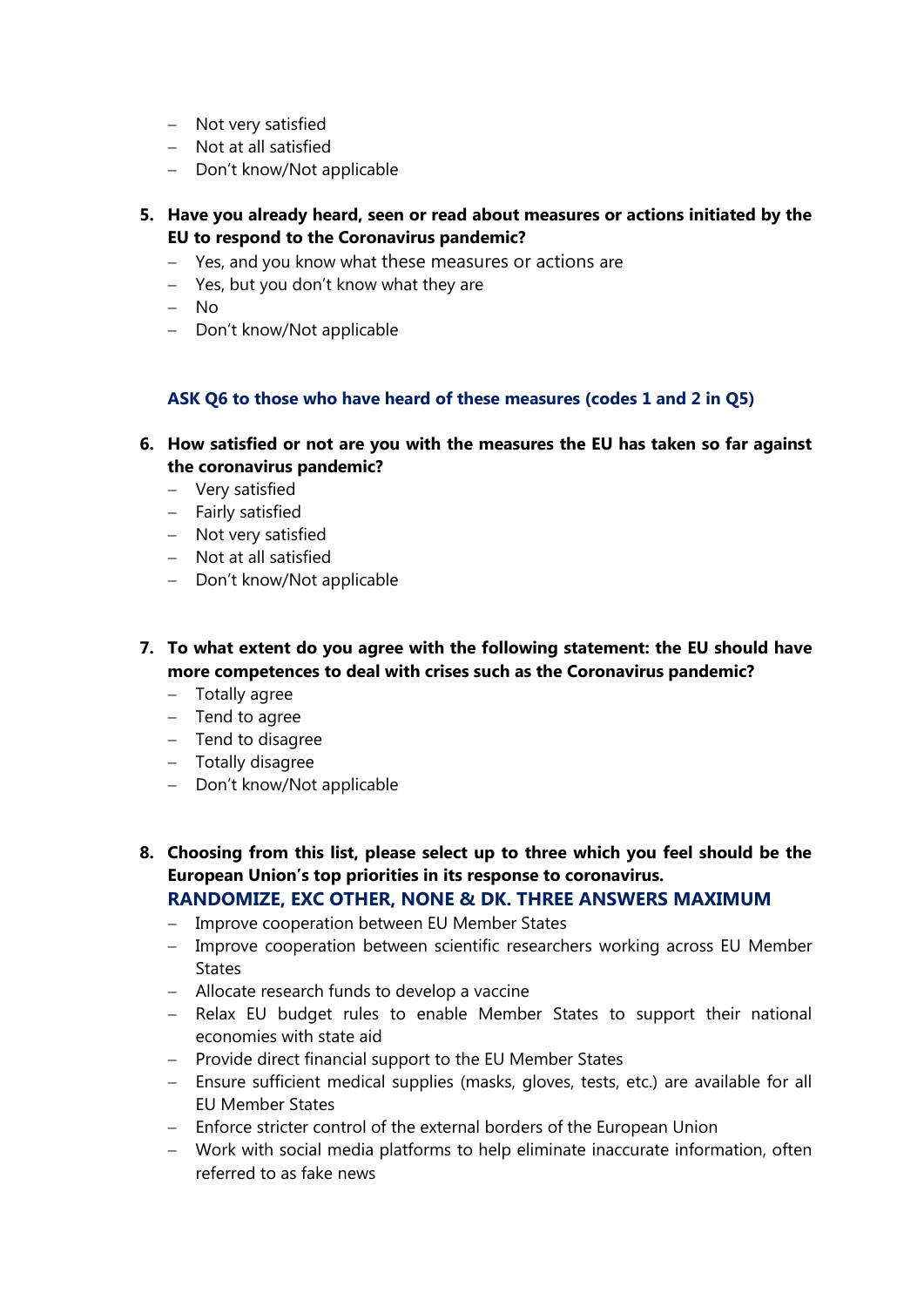- Not very satisfied
- Not at all satisfied
- Don't know/Not applicable

5. **Have you already heard, seen or read about measures or actions initiated by the EU to respond to the Coronavirus pandemic?**
   - Yes, and you know what these measures or actions are
   - Yes, but you don't know what they are
   - No
   - Don't know/Not applicable

**ASK Q6 to those who have heard of these measures (codes 1 and 2 in Q5)**

6. **How satisfied or not are you with the measures the EU has taken so far against the coronavirus pandemic?**
   - Very satisfied
   - Fairly satisfied
   - Not very satisfied
   - Not at all satisfied
   - Don't know/Not applicable

7. **To what extent do you agree with the following statement: the EU should have more competences to deal with crises such as the Coronavirus pandemic?**
   - Totally agree
   - Tend to agree
   - Tend to disagree
   - Totally disagree
   - Don't know/Not applicable

8. **Choosing from this list, please select up to three which you feel should be the European Union's top priorities in its response to coronavirus.**
   **RANDOMIZE, EXC OTHER, NONE & DK. THREE ANSWERS MAXIMUM**
   - Improve cooperation between EU Member States
   - Improve cooperation between scientific researchers working across EU Member States
   - Allocate research funds to develop a vaccine
   - Relax EU budget rules to enable Member States to support their national economies with state aid
   - Provide direct financial support to the EU Member States
   - Ensure sufficient medical supplies (masks, gloves, tests, etc.) are available for all EU Member States
   - Enforce stricter control of the external borders of the European Union
   - Work with social media platforms to help eliminate inaccurate information, often referred to as fake news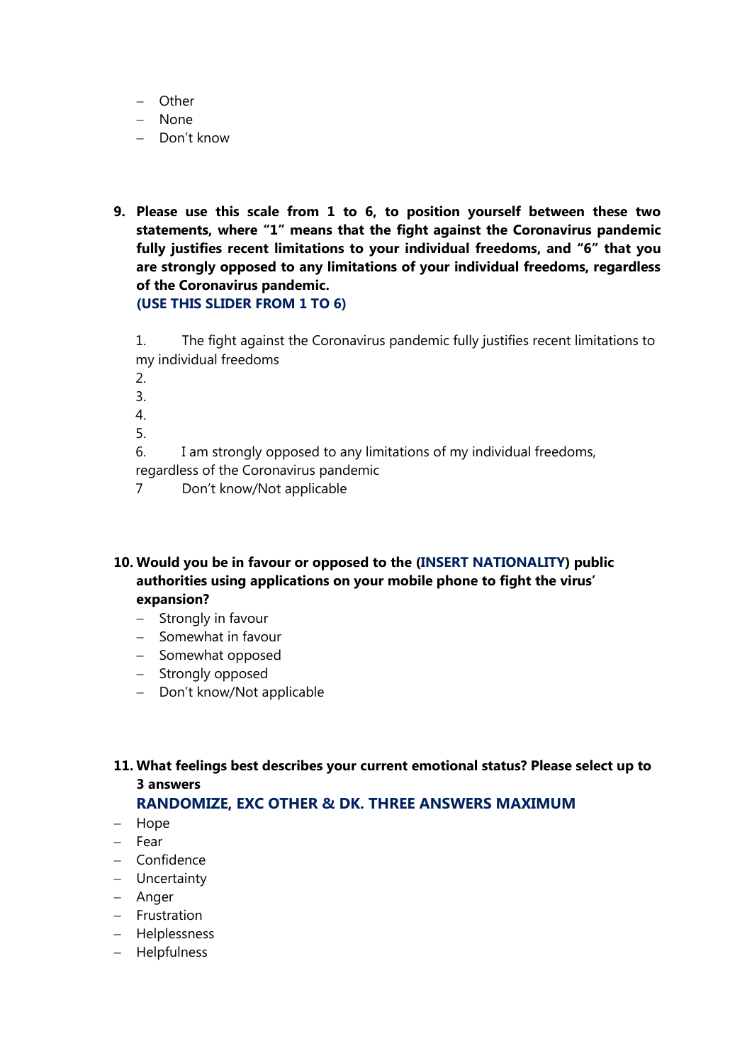- Other
- None
- Don't know

**9. Please use this scale from 1 to 6, to position yourself between these two statements, where "1" means that the fight against the Coronavirus pandemic fully justifies recent limitations to your individual freedoms, and "6" that you are strongly opposed to any limitations of your individual freedoms, regardless of the Coronavirus pandemic.**
**(USE THIS SLIDER FROM 1 TO 6)**

1. The fight against the Coronavirus pandemic fully justifies recent limitations to my individual freedoms
2. 
3. 
4. 
5. 
6. I am strongly opposed to any limitations of my individual freedoms, regardless of the Coronavirus pandemic
7. Don't know/Not applicable

**10. Would you be in favour or opposed to the (INSERT NATIONALITY) public authorities using applications on your mobile phone to fight the virus' expansion?**

- Strongly in favour
- Somewhat in favour
- Somewhat opposed
- Strongly opposed
- Don't know/Not applicable

**11. What feelings best describes your current emotional status? Please select up to 3 answers**
**RANDOMIZE, EXC OTHER & DK. THREE ANSWERS MAXIMUM**

- Hope
- Fear
- Confidence
- Uncertainty
- Anger
- Frustration
- Helplessness
- Helpfulness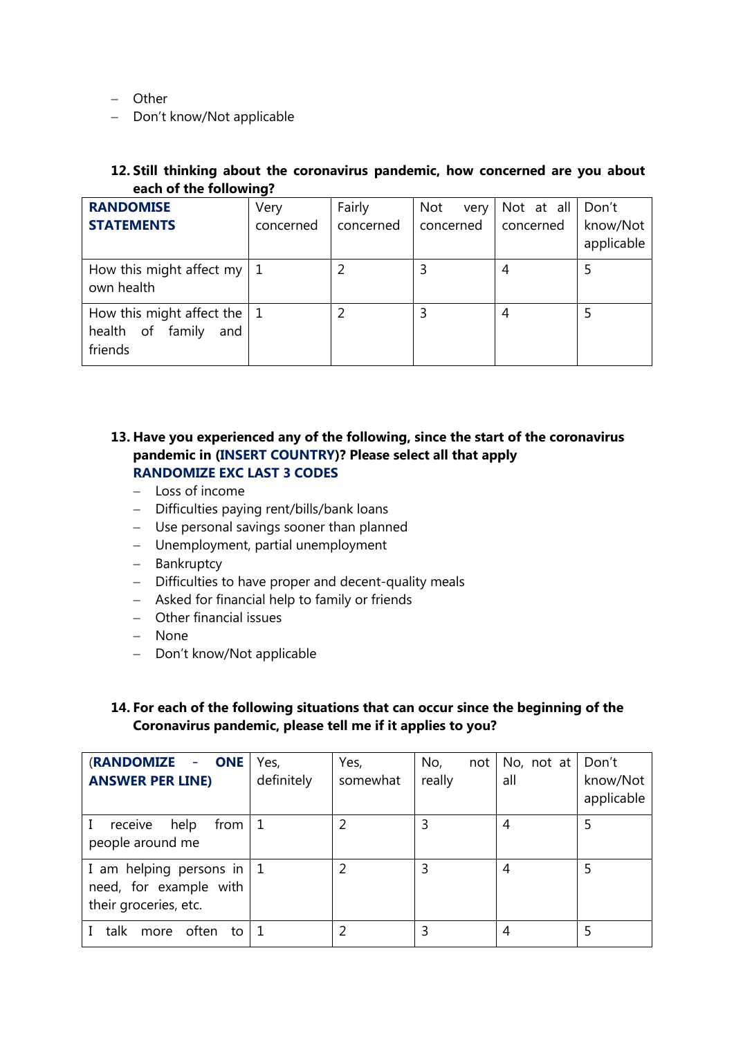- Other
- Don't know/Not applicable

**12. Still thinking about the coronavirus pandemic, how concerned are you about each of the following?**

| **RANDOMISE STATEMENTS** | Very concerned | Fairly concerned | Not very concerned | Not at all concerned | Don't know/Not applicable |
|---|---|---|---|---|---|
| How this might affect my own health | 1 | 2 | 3 | 4 | 5 |
| How this might affect the health of family and friends | 1 | 2 | 3 | 4 | 5 |

**13. Have you experienced any of the following, since the start of the coronavirus pandemic in (INSERT COUNTRY)? Please select all that apply**
**RANDOMIZE EXC LAST 3 CODES**

- Loss of income
- Difficulties paying rent/bills/bank loans
- Use personal savings sooner than planned
- Unemployment, partial unemployment
- Bankruptcy
- Difficulties to have proper and decent-quality meals
- Asked for financial help to family or friends
- Other financial issues
- None
- Don't know/Not applicable

**14. For each of the following situations that can occur since the beginning of the Coronavirus pandemic, please tell me if it applies to you?**

| **(RANDOMIZE - ONE ANSWER PER LINE)** | Yes, definitely | Yes, somewhat | No, not really | No, not at all | Don't know/Not applicable |
|---|---|---|---|---|---|
| I receive help from people around me | 1 | 2 | 3 | 4 | 5 |
| I am helping persons in need, for example with their groceries, etc. | 1 | 2 | 3 | 4 | 5 |
| I talk more often to | 1 | 2 | 3 | 4 | 5 |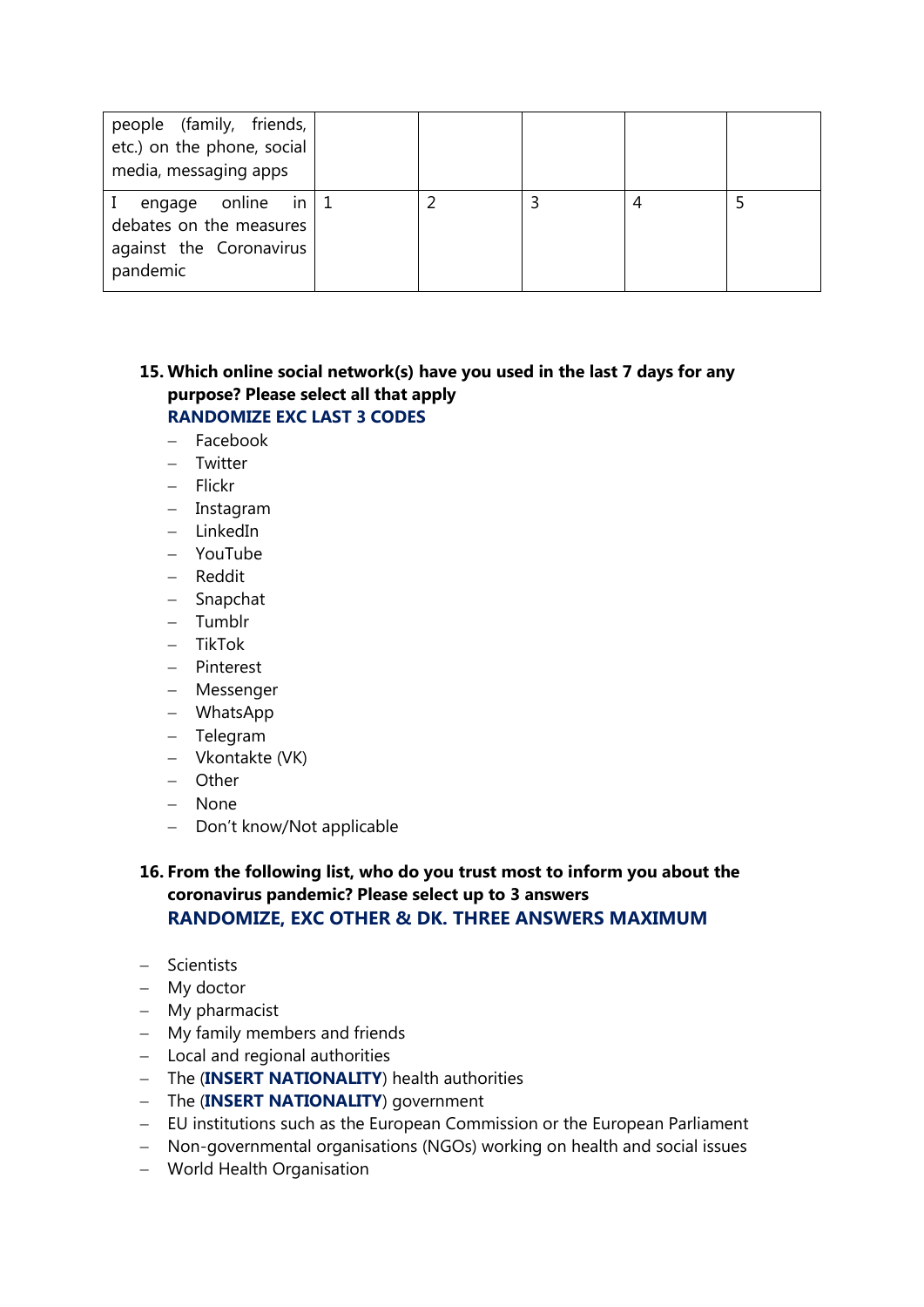| | | | | | |
|---|---|---|---|---|---|
| people (family, friends, etc.) on the phone, social media, messaging apps | | | | | |
| I engage online in debates on the measures against the Coronavirus pandemic | 1 | 2 | 3 | 4 | 5 |

**15. Which online social network(s) have you used in the last 7 days for any purpose? Please select all that apply**
**RANDOMIZE EXC LAST 3 CODES**

- Facebook
- Twitter
- Flickr
- Instagram
- LinkedIn
- YouTube
- Reddit
- Snapchat
- Tumblr
- TikTok
- Pinterest
- Messenger
- WhatsApp
- Telegram
- Vkontakte (VK)
- Other
- None
- Don't know/Not applicable

**16. From the following list, who do you trust most to inform you about the coronavirus pandemic? Please select up to 3 answers**
**RANDOMIZE, EXC OTHER & DK. THREE ANSWERS MAXIMUM**

- Scientists
- My doctor
- My pharmacist
- My family members and friends
- Local and regional authorities
- The (**INSERT NATIONALITY**) health authorities
- The (**INSERT NATIONALITY**) government
- EU institutions such as the European Commission or the European Parliament
- Non-governmental organisations (NGOs) working on health and social issues
- World Health Organisation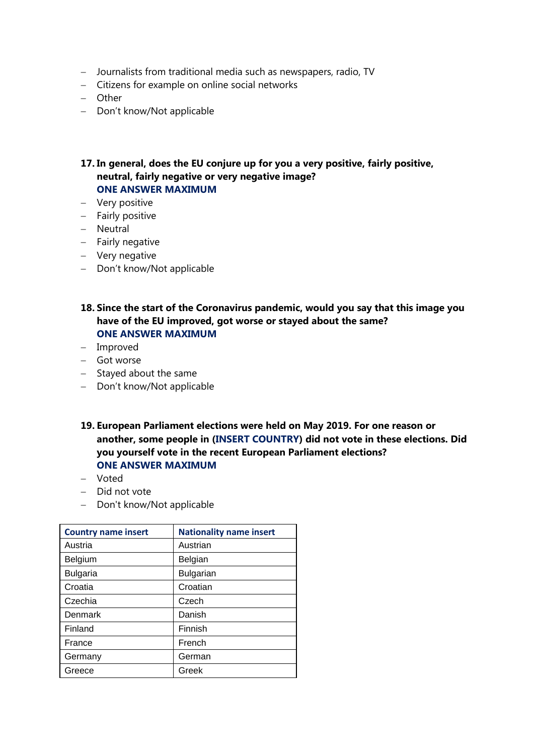- Journalists from traditional media such as newspapers, radio, TV
- Citizens for example on online social networks
- Other
- Don't know/Not applicable

**17. In general, does the EU conjure up for you a very positive, fairly positive, neutral, fairly negative or very negative image?**
**ONE ANSWER MAXIMUM**

- Very positive
- Fairly positive
- Neutral
- Fairly negative
- Very negative
- Don't know/Not applicable

**18. Since the start of the Coronavirus pandemic, would you say that this image you have of the EU improved, got worse or stayed about the same?**
**ONE ANSWER MAXIMUM**

- Improved
- Got worse
- Stayed about the same
- Don't know/Not applicable

**19. European Parliament elections were held on May 2019. For one reason or another, some people in (INSERT COUNTRY) did not vote in these elections. Did you yourself vote in the recent European Parliament elections?**
**ONE ANSWER MAXIMUM**

- Voted
- Did not vote
- Don't know/Not applicable

| Country name insert | Nationality name insert |
|---|---|
| Austria | Austrian |
| Belgium | Belgian |
| Bulgaria | Bulgarian |
| Croatia | Croatian |
| Czechia | Czech |
| Denmark | Danish |
| Finland | Finnish |
| France | French |
| Germany | German |
| Greece | Greek |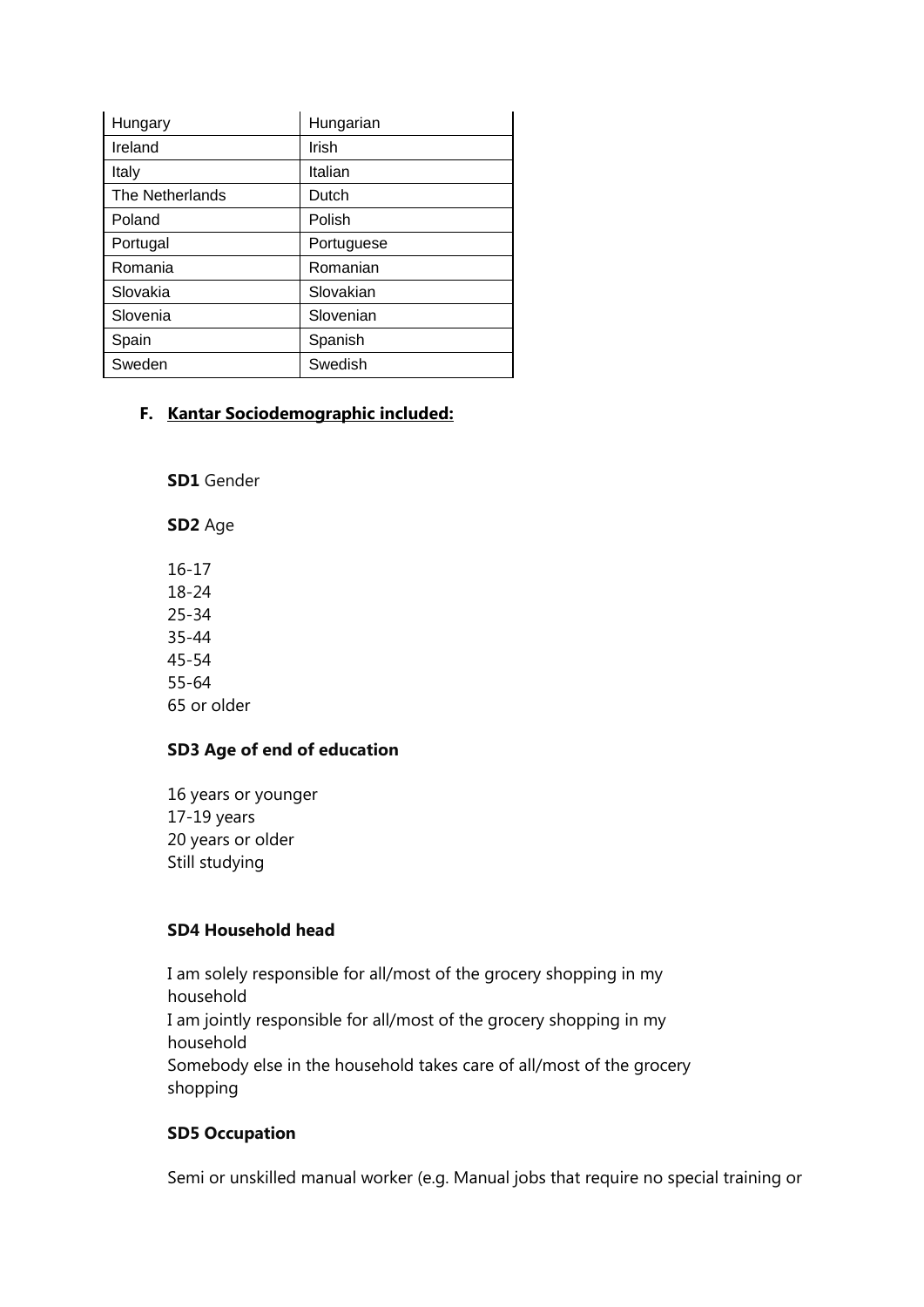| Hungary | Hungarian |
|---|---|
| Ireland | Irish |
| Italy | Italian |
| The Netherlands | Dutch |
| Poland | Polish |
| Portugal | Portuguese |
| Romania | Romanian |
| Slovakia | Slovakian |
| Slovenia | Slovenian |
| Spain | Spanish |
| Sweden | Swedish |

**F. <u>Kantar Sociodemographic included:</u>**

**SD1** Gender

**SD2** Age

16-17
18-24
25-34
35-44
45-54
55-64
65 or older

**SD3 Age of end of education**

16 years or younger
17-19 years
20 years or older
Still studying

**SD4 Household head**

I am solely responsible for all/most of the grocery shopping in my household
I am jointly responsible for all/most of the grocery shopping in my household
Somebody else in the household takes care of all/most of the grocery shopping

**SD5 Occupation**

Semi or unskilled manual worker (e.g. Manual jobs that require no special training or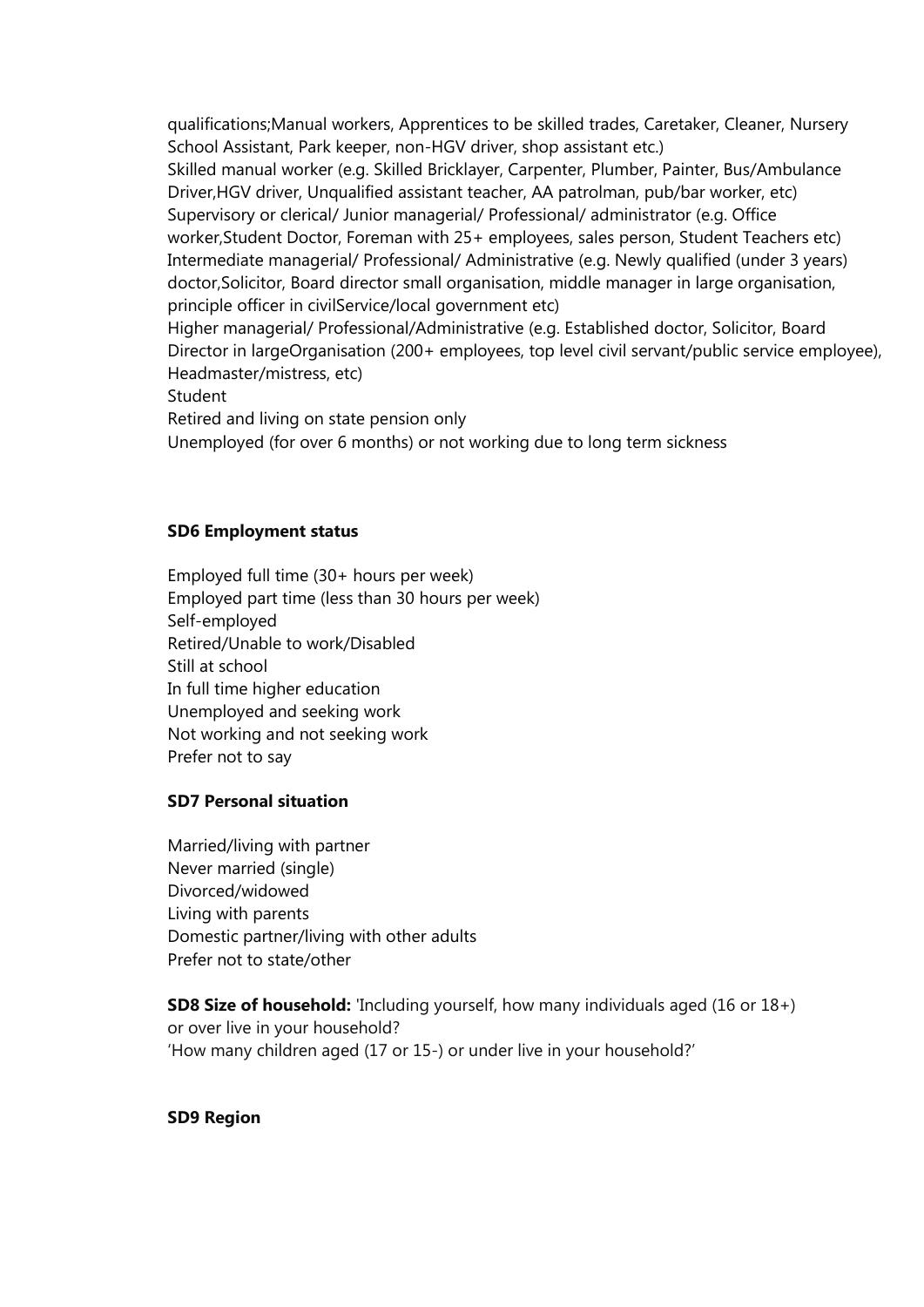qualifications;Manual workers, Apprentices to be skilled trades, Caretaker, Cleaner, Nursery School Assistant, Park keeper, non-HGV driver, shop assistant etc.)
Skilled manual worker (e.g. Skilled Bricklayer, Carpenter, Plumber, Painter, Bus/Ambulance Driver,HGV driver, Unqualified assistant teacher, AA patrolman, pub/bar worker, etc)
Supervisory or clerical/ Junior managerial/ Professional/ administrator (e.g. Office worker,Student Doctor, Foreman with 25+ employees, sales person, Student Teachers etc)
Intermediate managerial/ Professional/ Administrative (e.g. Newly qualified (under 3 years) doctor,Solicitor, Board director small organisation, middle manager in large organisation, principle officer in civilService/local government etc)
Higher managerial/ Professional/Administrative (e.g. Established doctor, Solicitor, Board Director in largeOrganisation (200+ employees, top level civil servant/public service employee), Headmaster/mistress, etc)
Student
Retired and living on state pension only
Unemployed (for over 6 months) or not working due to long term sickness

**SD6 Employment status**

Employed full time (30+ hours per week)
Employed part time (less than 30 hours per week)
Self-employed
Retired/Unable to work/Disabled
Still at school
In full time higher education
Unemployed and seeking work
Not working and not seeking work
Prefer not to say

**SD7 Personal situation**

Married/living with partner
Never married (single)
Divorced/widowed
Living with parents
Domestic partner/living with other adults
Prefer not to state/other

**SD8 Size of household:** 'Including yourself, how many individuals aged (16 or 18+) or over live in your household?
'How many children aged (17 or 15-) or under live in your household?'

**SD9 Region**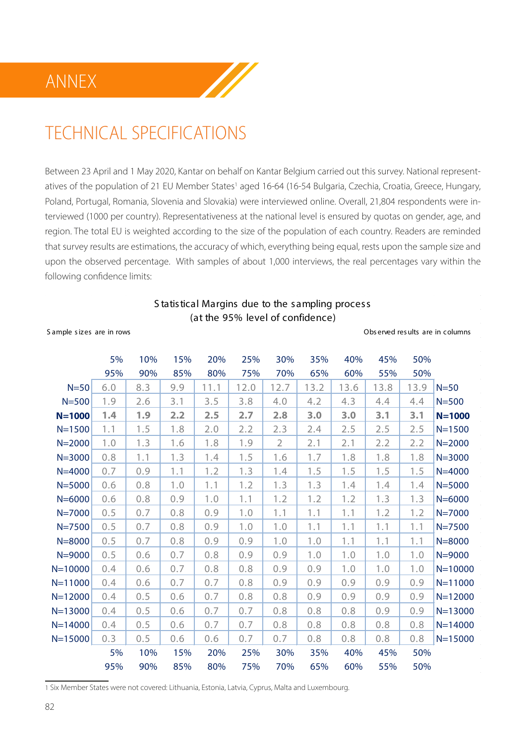# ANNEX

## TECHNICAL SPECIFICATIONS

Between 23 April and 1 May 2020, Kantar on behalf on Kantar Belgium carried out this survey. National representatives of the population of 21 EU Member States[1] aged 16-64 (16-54 Bulgaria, Czechia, Croatia, Greece, Hungary, Poland, Portugal, Romania, Slovenia and Slovakia) were interviewed online. Overall, 21,804 respondents were interviewed (1000 per country). Representativeness at the national level is ensured by quotas on gender, age, and region. The total EU is weighted according to the size of the population of each country. Readers are reminded that survey results are estimations, the accuracy of which, everything being equal, rests upon the sample size and upon the observed percentage. With samples of about 1,000 interviews, the real percentages vary within the following confidence limits:

Statistical Margins due to the sampling process
(at the 95% level of confidence)

Sample sizes are in rows — Observed results are in columns

| | 5% | 10% | 15% | 20% | 25% | 30% | 35% | 40% | 45% | 50% | |
|---|---|---|---|---|---|---|---|---|---|---|---|
| | 95% | 90% | 85% | 80% | 75% | 70% | 65% | 60% | 55% | 50% | |
| N=50 | 6.0 | 8.3 | 9.9 | 11.1 | 12.0 | 12.7 | 13.2 | 13.6 | 13.8 | 13.9 | N=50 |
| N=500 | 1.9 | 2.6 | 3.1 | 3.5 | 3.8 | 4.0 | 4.2 | 4.3 | 4.4 | 4.4 | N=500 |
| **N=1000** | **1.4** | **1.9** | **2.2** | **2.5** | **2.7** | **2.8** | **3.0** | **3.0** | **3.1** | **3.1** | **N=1000** |
| N=1500 | 1.1 | 1.5 | 1.8 | 2.0 | 2.2 | 2.3 | 2.4 | 2.5 | 2.5 | 2.5 | N=1500 |
| N=2000 | 1.0 | 1.3 | 1.6 | 1.8 | 1.9 | 2 | 2.1 | 2.1 | 2.2 | 2.2 | N=2000 |
| N=3000 | 0.8 | 1.1 | 1.3 | 1.4 | 1.5 | 1.6 | 1.7 | 1.8 | 1.8 | 1.8 | N=3000 |
| N=4000 | 0.7 | 0.9 | 1.1 | 1.2 | 1.3 | 1.4 | 1.5 | 1.5 | 1.5 | 1.5 | N=4000 |
| N=5000 | 0.6 | 0.8 | 1.0 | 1.1 | 1.2 | 1.3 | 1.3 | 1.4 | 1.4 | 1.4 | N=5000 |
| N=6000 | 0.6 | 0.8 | 0.9 | 1.0 | 1.1 | 1.2 | 1.2 | 1.2 | 1.3 | 1.3 | N=6000 |
| N=7000 | 0.5 | 0.7 | 0.8 | 0.9 | 1.0 | 1.1 | 1.1 | 1.1 | 1.2 | 1.2 | N=7000 |
| N=7500 | 0.5 | 0.7 | 0.8 | 0.9 | 1.0 | 1.0 | 1.1 | 1.1 | 1.1 | 1.1 | N=7500 |
| N=8000 | 0.5 | 0.7 | 0.8 | 0.9 | 0.9 | 1.0 | 1.0 | 1.1 | 1.1 | 1.1 | N=8000 |
| N=9000 | 0.5 | 0.6 | 0.7 | 0.8 | 0.9 | 0.9 | 1.0 | 1.0 | 1.0 | 1.0 | N=9000 |
| N=10000 | 0.4 | 0.6 | 0.7 | 0.8 | 0.8 | 0.9 | 0.9 | 1.0 | 1.0 | 1.0 | N=10000 |
| N=11000 | 0.4 | 0.6 | 0.7 | 0.7 | 0.8 | 0.9 | 0.9 | 0.9 | 0.9 | 0.9 | N=11000 |
| N=12000 | 0.4 | 0.5 | 0.6 | 0.7 | 0.8 | 0.8 | 0.9 | 0.9 | 0.9 | 0.9 | N=12000 |
| N=13000 | 0.4 | 0.5 | 0.6 | 0.7 | 0.7 | 0.8 | 0.8 | 0.8 | 0.9 | 0.9 | N=13000 |
| N=14000 | 0.4 | 0.5 | 0.6 | 0.7 | 0.7 | 0.8 | 0.8 | 0.8 | 0.8 | 0.8 | N=14000 |
| N=15000 | 0.3 | 0.5 | 0.6 | 0.6 | 0.7 | 0.7 | 0.8 | 0.8 | 0.8 | 0.8 | N=15000 |
| | 5% | 10% | 15% | 20% | 25% | 30% | 35% | 40% | 45% | 50% | |
| | 95% | 90% | 85% | 80% | 75% | 70% | 65% | 60% | 55% | 50% | |

1 Six Member States were not covered: Lithuania, Estonia, Latvia, Cyprus, Malta and Luxembourg.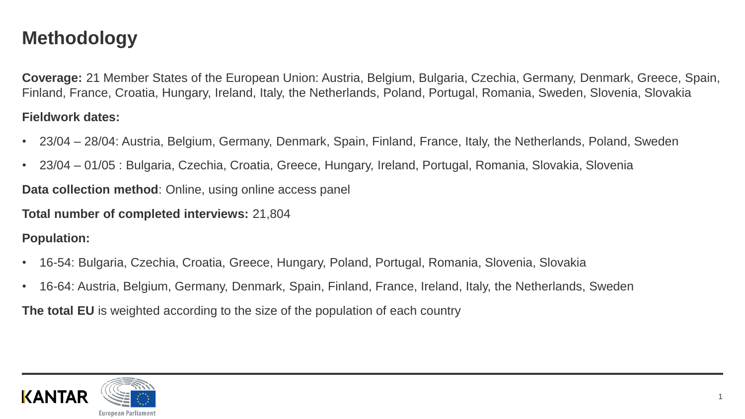# Methodology

**Coverage:** 21 Member States of the European Union: Austria, Belgium, Bulgaria, Czechia, Germany, Denmark, Greece, Spain, Finland, France, Croatia, Hungary, Ireland, Italy, the Netherlands, Poland, Portugal, Romania, Sweden, Slovenia, Slovakia

**Fieldwork dates:**

- 23/04 – 28/04: Austria, Belgium, Germany, Denmark, Spain, Finland, France, Italy, the Netherlands, Poland, Sweden
- 23/04 – 01/05 : Bulgaria, Czechia, Croatia, Greece, Hungary, Ireland, Portugal, Romania, Slovakia, Slovenia

**Data collection method**: Online, using online access panel

**Total number of completed interviews:** 21,804

**Population:**

- 16-54: Bulgaria, Czechia, Croatia, Greece, Hungary, Poland, Portugal, Romania, Slovenia, Slovakia
- 16-64: Austria, Belgium, Germany, Denmark, Spain, Finland, France, Ireland, Italy, the Netherlands, Sweden

**The total EU** is weighted according to the size of the population of each country